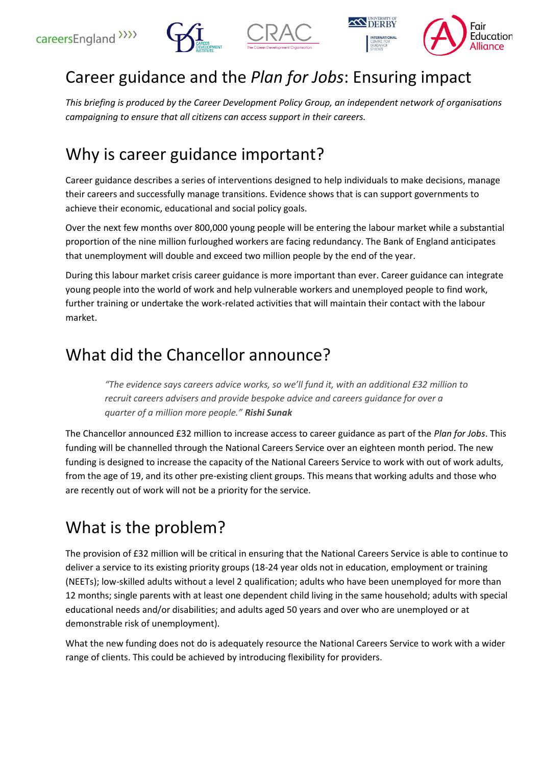# Career guidance and the *Plan for Jobs*: Ensuring impact

*This briefing is produced by the Career Development Policy Group, an independent network of organisations campaigning to ensure that all citizens can access support in their careers.*

## Why is career guidance important?

Career guidance describes a series of interventions designed to help individuals to make decisions, manage their careers and successfully manage transitions. Evidence shows that is can support governments to achieve their economic, educational and social policy goals.

Over the next few months over 800,000 young people will be entering the labour market while a substantial proportion of the nine million furloughed workers are facing redundancy. The Bank of England anticipates that unemployment will double and exceed two million people by the end of the year.

During this labour market crisis career guidance is more important than ever. Career guidance can integrate young people into the world of work and help vulnerable workers and unemployed people to find work, further training or undertake the work-related activities that will maintain their contact with the labour market.

## What did the Chancellor announce?

> *"The evidence says careers advice works, so we'll fund it, with an additional £32 million to recruit careers advisers and provide bespoke advice and careers guidance for over a quarter of a million more people."* ***Rishi Sunak***

The Chancellor announced £32 million to increase access to career guidance as part of the *Plan for Jobs*. This funding will be channelled through the National Careers Service over an eighteen month period. The new funding is designed to increase the capacity of the National Careers Service to work with out of work adults, from the age of 19, and its other pre-existing client groups. This means that working adults and those who are recently out of work will not be a priority for the service.

## What is the problem?

The provision of £32 million will be critical in ensuring that the National Careers Service is able to continue to deliver a service to its existing priority groups (18-24 year olds not in education, employment or training (NEETs); low-skilled adults without a level 2 qualification; adults who have been unemployed for more than 12 months; single parents with at least one dependent child living in the same household; adults with special educational needs and/or disabilities; and adults aged 50 years and over who are unemployed or at demonstrable risk of unemployment).

What the new funding does not do is adequately resource the National Careers Service to work with a wider range of clients. This could be achieved by introducing flexibility for providers.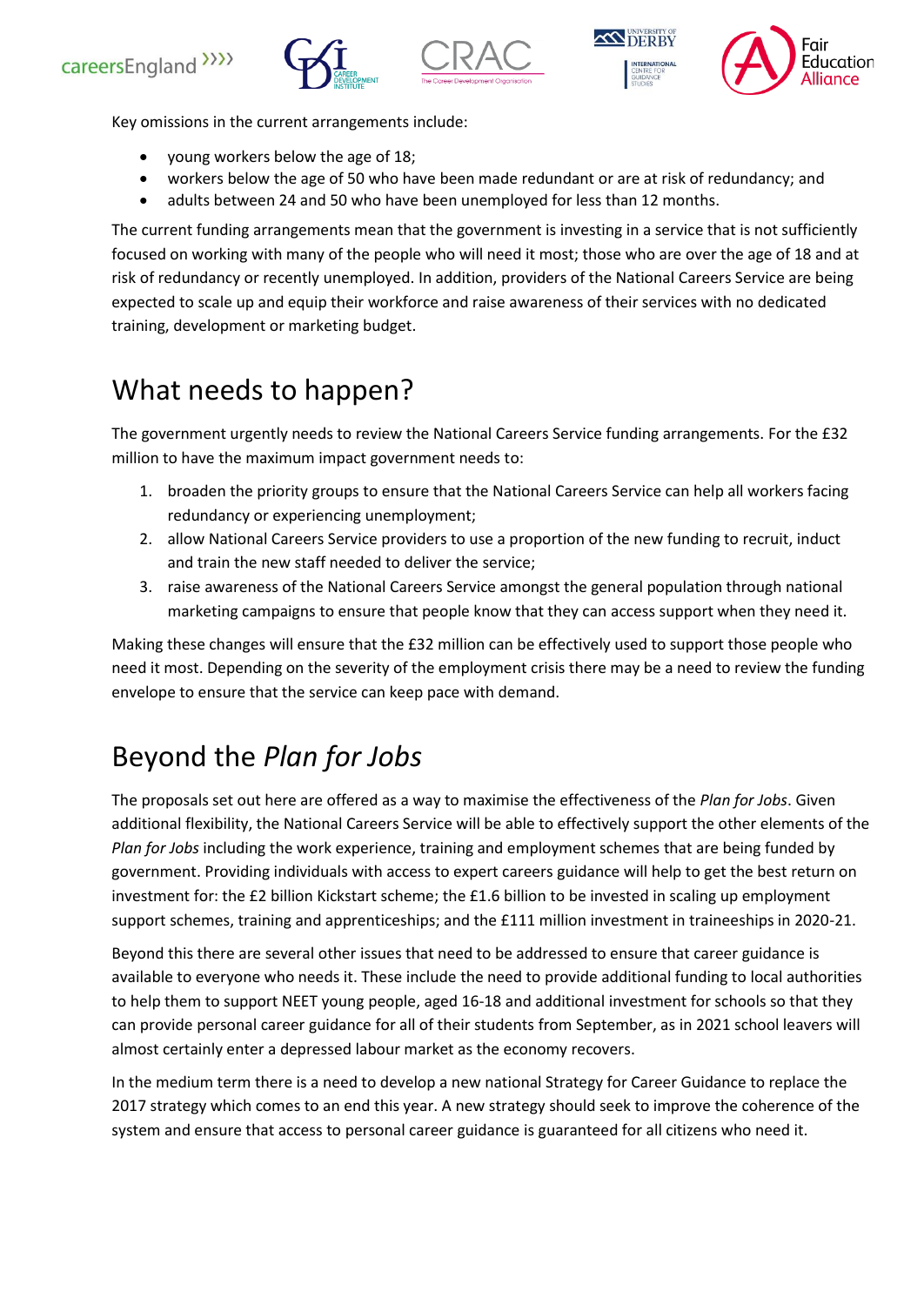Key omissions in the current arrangements include:

- young workers below the age of 18;
- workers below the age of 50 who have been made redundant or are at risk of redundancy; and
- adults between 24 and 50 who have been unemployed for less than 12 months.

The current funding arrangements mean that the government is investing in a service that is not sufficiently focused on working with many of the people who will need it most; those who are over the age of 18 and at risk of redundancy or recently unemployed. In addition, providers of the National Careers Service are being expected to scale up and equip their workforce and raise awareness of their services with no dedicated training, development or marketing budget.

## What needs to happen?

The government urgently needs to review the National Careers Service funding arrangements. For the £32 million to have the maximum impact government needs to:

1. broaden the priority groups to ensure that the National Careers Service can help all workers facing redundancy or experiencing unemployment;
2. allow National Careers Service providers to use a proportion of the new funding to recruit, induct and train the new staff needed to deliver the service;
3. raise awareness of the National Careers Service amongst the general population through national marketing campaigns to ensure that people know that they can access support when they need it.

Making these changes will ensure that the £32 million can be effectively used to support those people who need it most. Depending on the severity of the employment crisis there may be a need to review the funding envelope to ensure that the service can keep pace with demand.

## Beyond the *Plan for Jobs*

The proposals set out here are offered as a way to maximise the effectiveness of the *Plan for Jobs*. Given additional flexibility, the National Careers Service will be able to effectively support the other elements of the *Plan for Jobs* including the work experience, training and employment schemes that are being funded by government. Providing individuals with access to expert careers guidance will help to get the best return on investment for: the £2 billion Kickstart scheme; the £1.6 billion to be invested in scaling up employment support schemes, training and apprenticeships; and the £111 million investment in traineeships in 2020-21.

Beyond this there are several other issues that need to be addressed to ensure that career guidance is available to everyone who needs it. These include the need to provide additional funding to local authorities to help them to support NEET young people, aged 16-18 and additional investment for schools so that they can provide personal career guidance for all of their students from September, as in 2021 school leavers will almost certainly enter a depressed labour market as the economy recovers.

In the medium term there is a need to develop a new national Strategy for Career Guidance to replace the 2017 strategy which comes to an end this year. A new strategy should seek to improve the coherence of the system and ensure that access to personal career guidance is guaranteed for all citizens who need it.